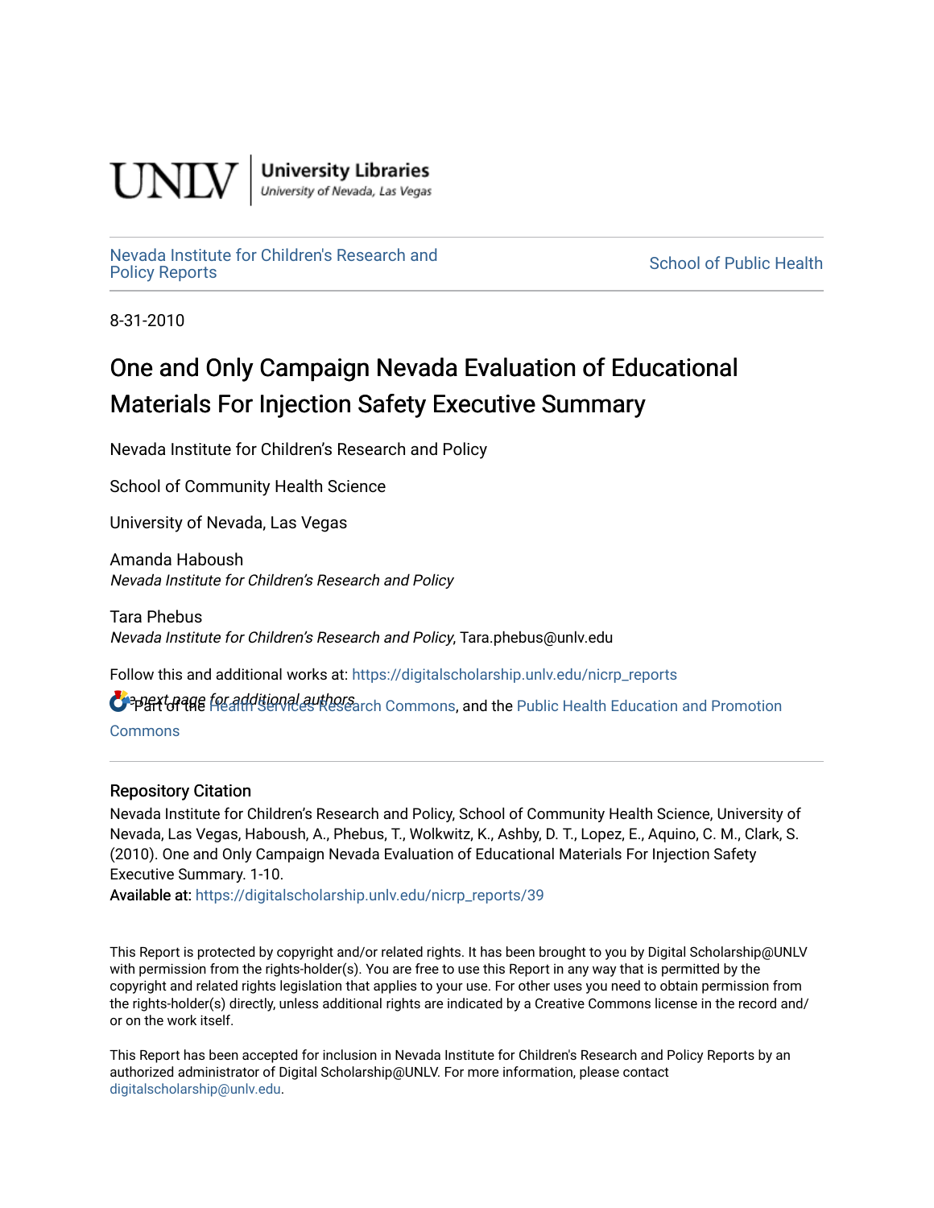UNLV | University Libraries
University of Nevada, Las Vegas

Nevada Institute for Children's Research and Policy Reports

School of Public Health

8-31-2010

# One and Only Campaign Nevada Evaluation of Educational Materials For Injection Safety Executive Summary

Nevada Institute for Children's Research and Policy

School of Community Health Science

University of Nevada, Las Vegas

Amanda Haboush
*Nevada Institute for Children's Research and Policy*

Tara Phebus
*Nevada Institute for Children's Research and Policy*, Tara.phebus@unlv.edu

Follow this and additional works at: https://digitalscholarship.unlv.edu/nicrp_reports

See next page for additional authors

Part of the Health Services Research Commons, and the Public Health Education and Promotion Commons

## Repository Citation

Nevada Institute for Children's Research and Policy, School of Community Health Science, University of Nevada, Las Vegas, Haboush, A., Phebus, T., Wolkwitz, K., Ashby, D. T., Lopez, E., Aquino, C. M., Clark, S. (2010). One and Only Campaign Nevada Evaluation of Educational Materials For Injection Safety Executive Summary. 1-10.

Available at: https://digitalscholarship.unlv.edu/nicrp_reports/39

This Report is protected by copyright and/or related rights. It has been brought to you by Digital Scholarship@UNLV with permission from the rights-holder(s). You are free to use this Report in any way that is permitted by the copyright and related rights legislation that applies to your use. For other uses you need to obtain permission from the rights-holder(s) directly, unless additional rights are indicated by a Creative Commons license in the record and/or on the work itself.

This Report has been accepted for inclusion in Nevada Institute for Children's Research and Policy Reports by an authorized administrator of Digital Scholarship@UNLV. For more information, please contact digitalscholarship@unlv.edu.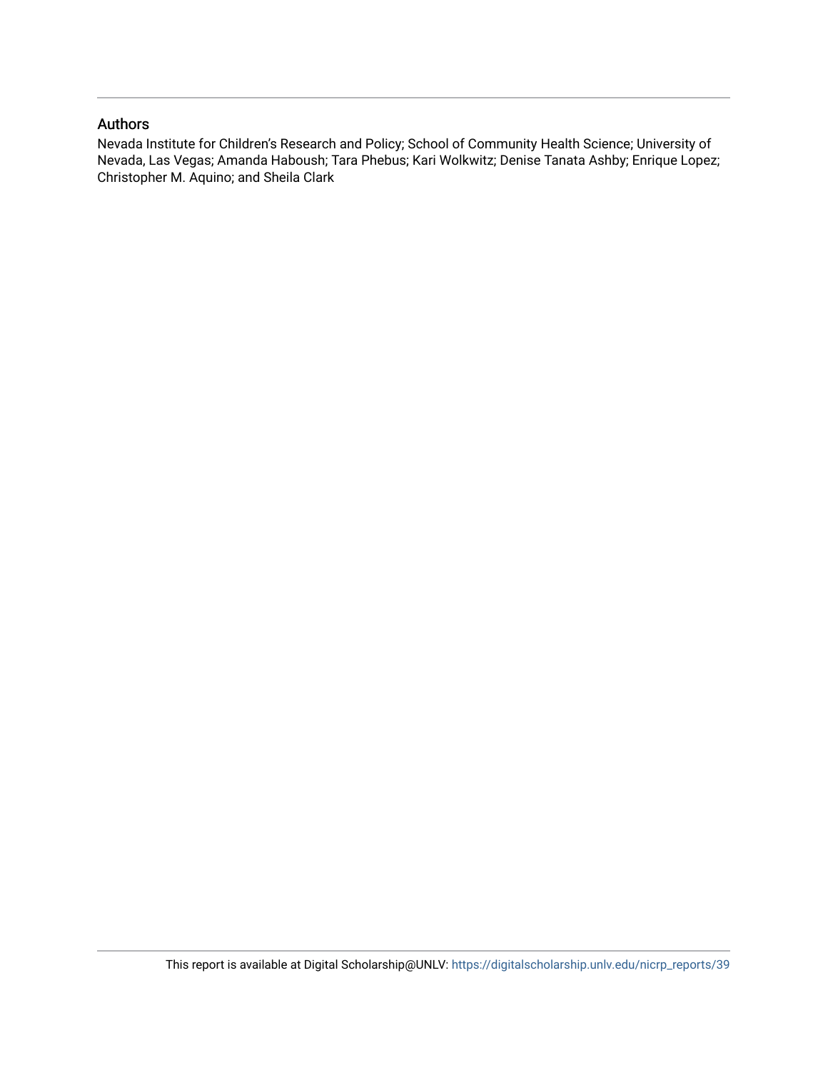## Authors

Nevada Institute for Children's Research and Policy; School of Community Health Science; University of Nevada, Las Vegas; Amanda Haboush; Tara Phebus; Kari Wolkwitz; Denise Tanata Ashby; Enrique Lopez; Christopher M. Aquino; and Sheila Clark

This report is available at Digital Scholarship@UNLV: https://digitalscholarship.unlv.edu/nicrp_reports/39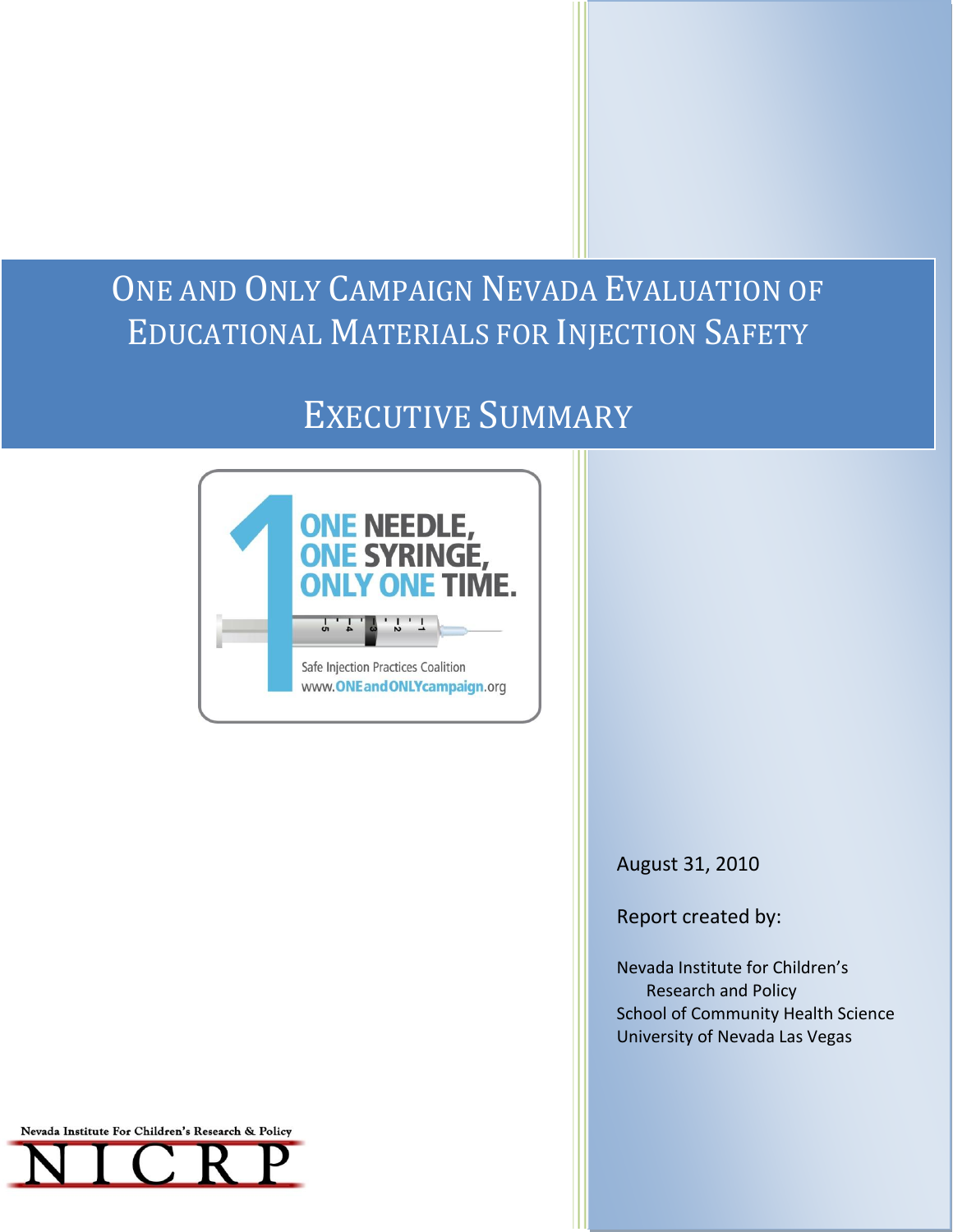# One and Only Campaign Nevada Evaluation of Educational Materials for Injection Safety

## Executive Summary

August 31, 2010

Report created by:

Nevada Institute for Children's Research and Policy
School of Community Health Science
University of Nevada Las Vegas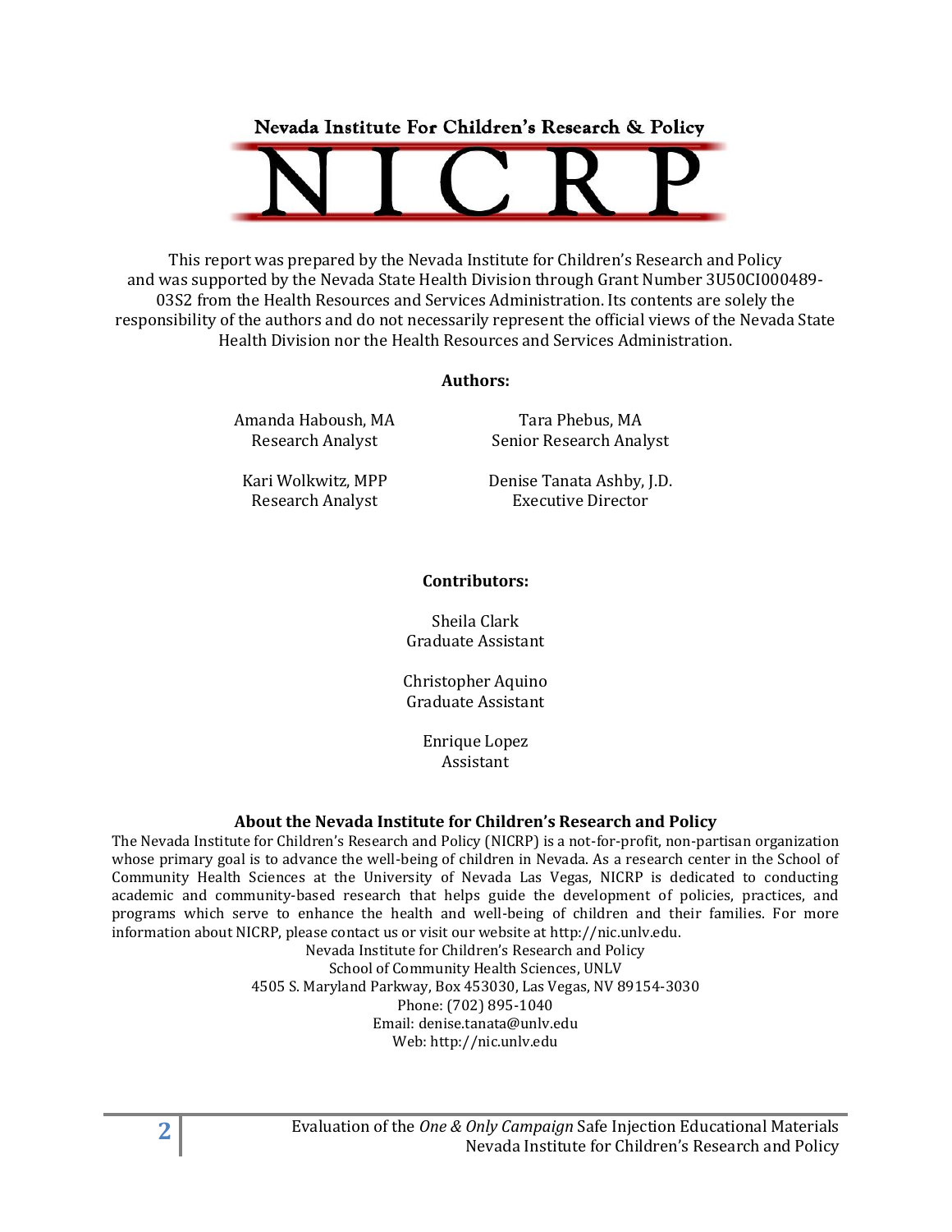Nevada Institute For Children's Research & Policy

# NICRP

This report was prepared by the Nevada Institute for Children's Research and Policy and was supported by the Nevada State Health Division through Grant Number 3U50CI000489-03S2 from the Health Resources and Services Administration. Its contents are solely the responsibility of the authors and do not necessarily represent the official views of the Nevada State Health Division nor the Health Resources and Services Administration.

**Authors:**

Amanda Haboush, MA
Research Analyst

Tara Phebus, MA
Senior Research Analyst

Kari Wolkwitz, MPP
Research Analyst

Denise Tanata Ashby, J.D.
Executive Director

**Contributors:**

Sheila Clark
Graduate Assistant

Christopher Aquino
Graduate Assistant

Enrique Lopez
Assistant

**About the Nevada Institute for Children's Research and Policy**

The Nevada Institute for Children's Research and Policy (NICRP) is a not-for-profit, non-partisan organization whose primary goal is to advance the well-being of children in Nevada. As a research center in the School of Community Health Sciences at the University of Nevada Las Vegas, NICRP is dedicated to conducting academic and community-based research that helps guide the development of policies, practices, and programs which serve to enhance the health and well-being of children and their families. For more information about NICRP, please contact us or visit our website at http://nic.unlv.edu.

Nevada Institute for Children's Research and Policy
School of Community Health Sciences, UNLV
4505 S. Maryland Parkway, Box 453030, Las Vegas, NV 89154-3030
Phone: (702) 895-1040
Email: denise.tanata@unlv.edu
Web: http://nic.unlv.edu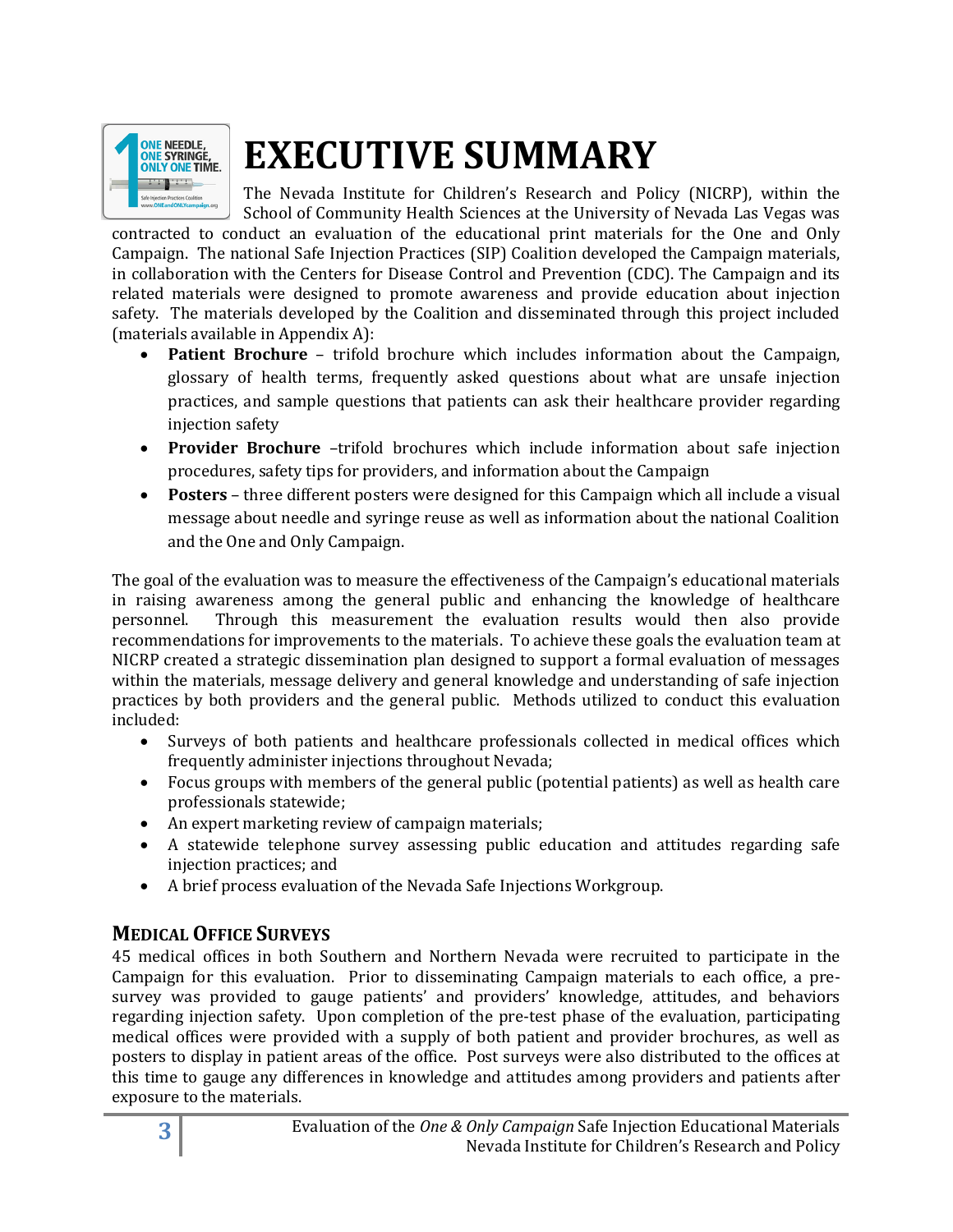# EXECUTIVE SUMMARY

The Nevada Institute for Children's Research and Policy (NICRP), within the School of Community Health Sciences at the University of Nevada Las Vegas was contracted to conduct an evaluation of the educational print materials for the One and Only Campaign. The national Safe Injection Practices (SIP) Coalition developed the Campaign materials, in collaboration with the Centers for Disease Control and Prevention (CDC). The Campaign and its related materials were designed to promote awareness and provide education about injection safety. The materials developed by the Coalition and disseminated through this project included (materials available in Appendix A):

- **Patient Brochure** – trifold brochure which includes information about the Campaign, glossary of health terms, frequently asked questions about what are unsafe injection practices, and sample questions that patients can ask their healthcare provider regarding injection safety
- **Provider Brochure** –trifold brochures which include information about safe injection procedures, safety tips for providers, and information about the Campaign
- **Posters** – three different posters were designed for this Campaign which all include a visual message about needle and syringe reuse as well as information about the national Coalition and the One and Only Campaign.

The goal of the evaluation was to measure the effectiveness of the Campaign's educational materials in raising awareness among the general public and enhancing the knowledge of healthcare personnel. Through this measurement the evaluation results would then also provide recommendations for improvements to the materials. To achieve these goals the evaluation team at NICRP created a strategic dissemination plan designed to support a formal evaluation of messages within the materials, message delivery and general knowledge and understanding of safe injection practices by both providers and the general public. Methods utilized to conduct this evaluation included:

- Surveys of both patients and healthcare professionals collected in medical offices which frequently administer injections throughout Nevada;
- Focus groups with members of the general public (potential patients) as well as health care professionals statewide;
- An expert marketing review of campaign materials;
- A statewide telephone survey assessing public education and attitudes regarding safe injection practices; and
- A brief process evaluation of the Nevada Safe Injections Workgroup.

## MEDICAL OFFICE SURVEYS

45 medical offices in both Southern and Northern Nevada were recruited to participate in the Campaign for this evaluation. Prior to disseminating Campaign materials to each office, a pre-survey was provided to gauge patients' and providers' knowledge, attitudes, and behaviors regarding injection safety. Upon completion of the pre-test phase of the evaluation, participating medical offices were provided with a supply of both patient and provider brochures, as well as posters to display in patient areas of the office. Post surveys were also distributed to the offices at this time to gauge any differences in knowledge and attitudes among providers and patients after exposure to the materials.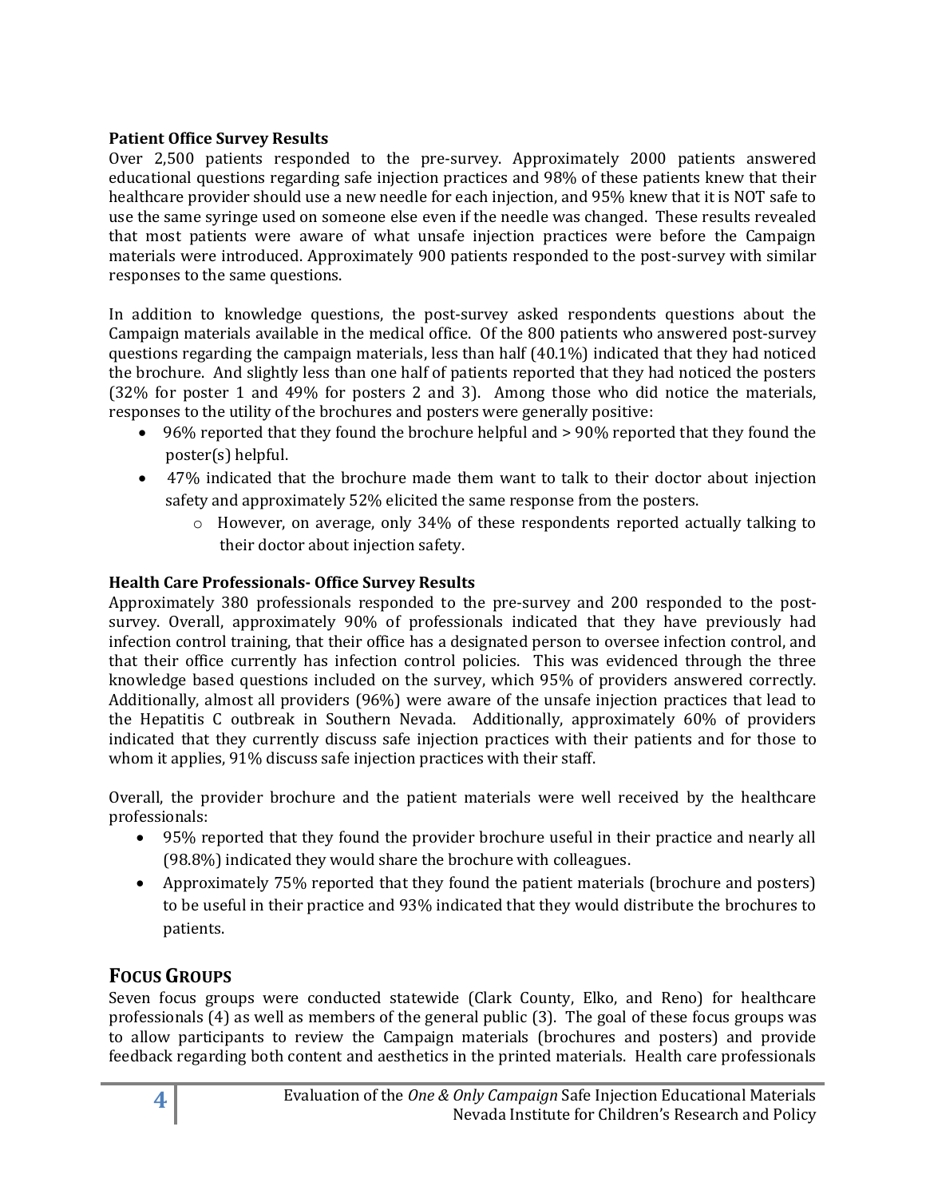**Patient Office Survey Results**

Over 2,500 patients responded to the pre-survey. Approximately 2000 patients answered educational questions regarding safe injection practices and 98% of these patients knew that their healthcare provider should use a new needle for each injection, and 95% knew that it is NOT safe to use the same syringe used on someone else even if the needle was changed. These results revealed that most patients were aware of what unsafe injection practices were before the Campaign materials were introduced. Approximately 900 patients responded to the post-survey with similar responses to the same questions.

In addition to knowledge questions, the post-survey asked respondents questions about the Campaign materials available in the medical office. Of the 800 patients who answered post-survey questions regarding the campaign materials, less than half (40.1%) indicated that they had noticed the brochure. And slightly less than one half of patients reported that they had noticed the posters (32% for poster 1 and 49% for posters 2 and 3). Among those who did notice the materials, responses to the utility of the brochures and posters were generally positive:

- 96% reported that they found the brochure helpful and > 90% reported that they found the poster(s) helpful.
- 47% indicated that the brochure made them want to talk to their doctor about injection safety and approximately 52% elicited the same response from the posters.
    - However, on average, only 34% of these respondents reported actually talking to their doctor about injection safety.

**Health Care Professionals- Office Survey Results**

Approximately 380 professionals responded to the pre-survey and 200 responded to the post-survey. Overall, approximately 90% of professionals indicated that they have previously had infection control training, that their office has a designated person to oversee infection control, and that their office currently has infection control policies. This was evidenced through the three knowledge based questions included on the survey, which 95% of providers answered correctly. Additionally, almost all providers (96%) were aware of the unsafe injection practices that lead to the Hepatitis C outbreak in Southern Nevada. Additionally, approximately 60% of providers indicated that they currently discuss safe injection practices with their patients and for those to whom it applies, 91% discuss safe injection practices with their staff.

Overall, the provider brochure and the patient materials were well received by the healthcare professionals:

- 95% reported that they found the provider brochure useful in their practice and nearly all (98.8%) indicated they would share the brochure with colleagues.
- Approximately 75% reported that they found the patient materials (brochure and posters) to be useful in their practice and 93% indicated that they would distribute the brochures to patients.

## Focus Groups

Seven focus groups were conducted statewide (Clark County, Elko, and Reno) for healthcare professionals (4) as well as members of the general public (3). The goal of these focus groups was to allow participants to review the Campaign materials (brochures and posters) and provide feedback regarding both content and aesthetics in the printed materials. Health care professionals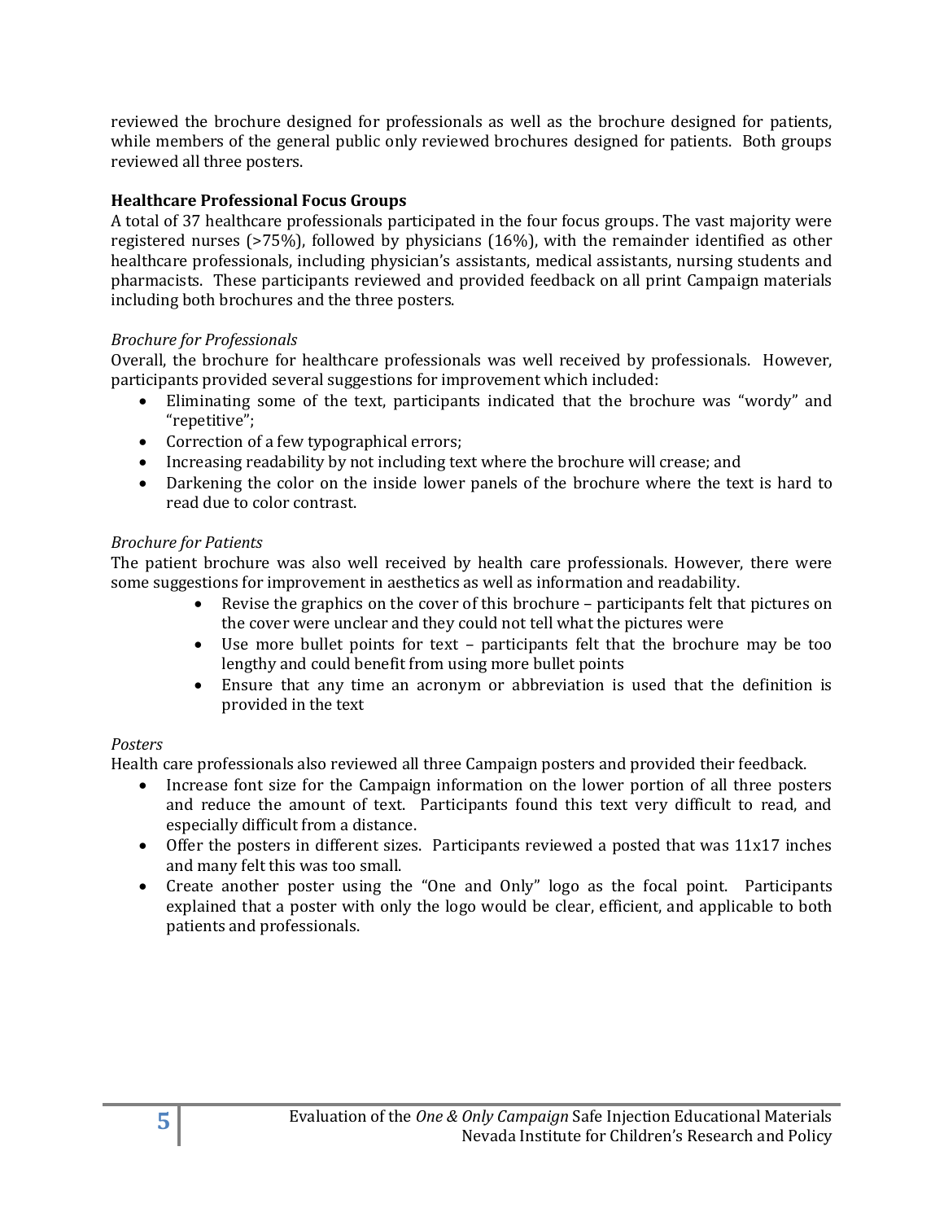reviewed the brochure designed for professionals as well as the brochure designed for patients, while members of the general public only reviewed brochures designed for patients. Both groups reviewed all three posters.

**Healthcare Professional Focus Groups**

A total of 37 healthcare professionals participated in the four focus groups. The vast majority were registered nurses (>75%), followed by physicians (16%), with the remainder identified as other healthcare professionals, including physician's assistants, medical assistants, nursing students and pharmacists. These participants reviewed and provided feedback on all print Campaign materials including both brochures and the three posters.

*Brochure for Professionals*

Overall, the brochure for healthcare professionals was well received by professionals. However, participants provided several suggestions for improvement which included:

- Eliminating some of the text, participants indicated that the brochure was "wordy" and "repetitive";
- Correction of a few typographical errors;
- Increasing readability by not including text where the brochure will crease; and
- Darkening the color on the inside lower panels of the brochure where the text is hard to read due to color contrast.

*Brochure for Patients*

The patient brochure was also well received by health care professionals. However, there were some suggestions for improvement in aesthetics as well as information and readability.

- Revise the graphics on the cover of this brochure – participants felt that pictures on the cover were unclear and they could not tell what the pictures were
- Use more bullet points for text – participants felt that the brochure may be too lengthy and could benefit from using more bullet points
- Ensure that any time an acronym or abbreviation is used that the definition is provided in the text

*Posters*

Health care professionals also reviewed all three Campaign posters and provided their feedback.

- Increase font size for the Campaign information on the lower portion of all three posters and reduce the amount of text. Participants found this text very difficult to read, and especially difficult from a distance.
- Offer the posters in different sizes. Participants reviewed a posted that was 11x17 inches and many felt this was too small.
- Create another poster using the "One and Only" logo as the focal point. Participants explained that a poster with only the logo would be clear, efficient, and applicable to both patients and professionals.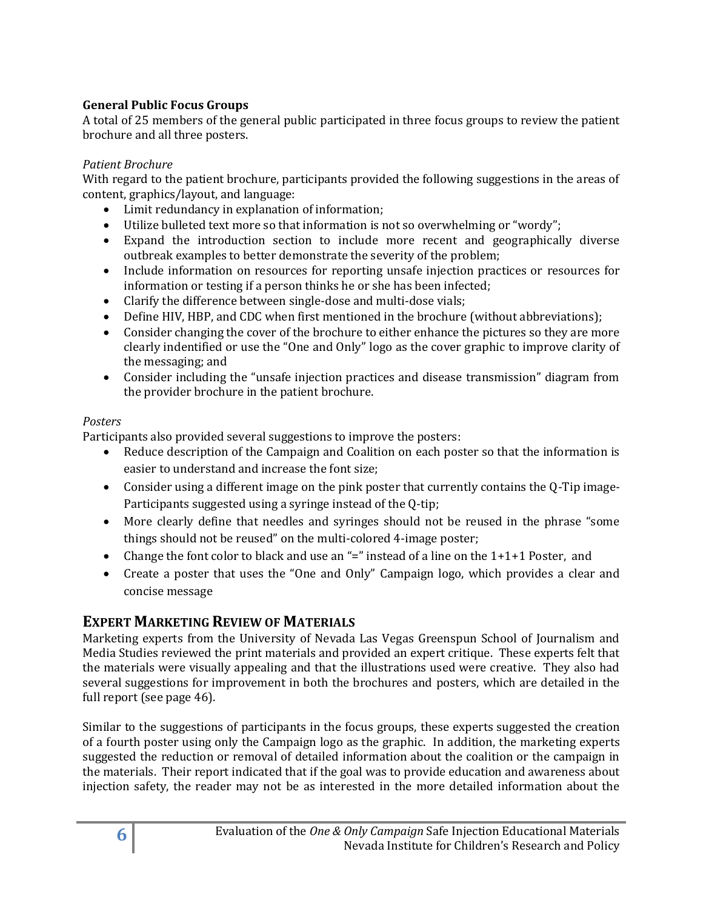**General Public Focus Groups**

A total of 25 members of the general public participated in three focus groups to review the patient brochure and all three posters.

*Patient Brochure*

With regard to the patient brochure, participants provided the following suggestions in the areas of content, graphics/layout, and language:

- Limit redundancy in explanation of information;
- Utilize bulleted text more so that information is not so overwhelming or "wordy";
- Expand the introduction section to include more recent and geographically diverse outbreak examples to better demonstrate the severity of the problem;
- Include information on resources for reporting unsafe injection practices or resources for information or testing if a person thinks he or she has been infected;
- Clarify the difference between single-dose and multi-dose vials;
- Define HIV, HBP, and CDC when first mentioned in the brochure (without abbreviations);
- Consider changing the cover of the brochure to either enhance the pictures so they are more clearly indentified or use the "One and Only" logo as the cover graphic to improve clarity of the messaging; and
- Consider including the "unsafe injection practices and disease transmission" diagram from the provider brochure in the patient brochure.

*Posters*

Participants also provided several suggestions to improve the posters:

- Reduce description of the Campaign and Coalition on each poster so that the information is easier to understand and increase the font size;
- Consider using a different image on the pink poster that currently contains the Q-Tip image- Participants suggested using a syringe instead of the Q-tip;
- More clearly define that needles and syringes should not be reused in the phrase "some things should not be reused" on the multi-colored 4-image poster;
- Change the font color to black and use an "=" instead of a line on the 1+1+1 Poster, and
- Create a poster that uses the "One and Only" Campaign logo, which provides a clear and concise message

## Expert Marketing Review of Materials

Marketing experts from the University of Nevada Las Vegas Greenspun School of Journalism and Media Studies reviewed the print materials and provided an expert critique. These experts felt that the materials were visually appealing and that the illustrations used were creative. They also had several suggestions for improvement in both the brochures and posters, which are detailed in the full report (see page 46).

Similar to the suggestions of participants in the focus groups, these experts suggested the creation of a fourth poster using only the Campaign logo as the graphic. In addition, the marketing experts suggested the reduction or removal of detailed information about the coalition or the campaign in the materials. Their report indicated that if the goal was to provide education and awareness about injection safety, the reader may not be as interested in the more detailed information about the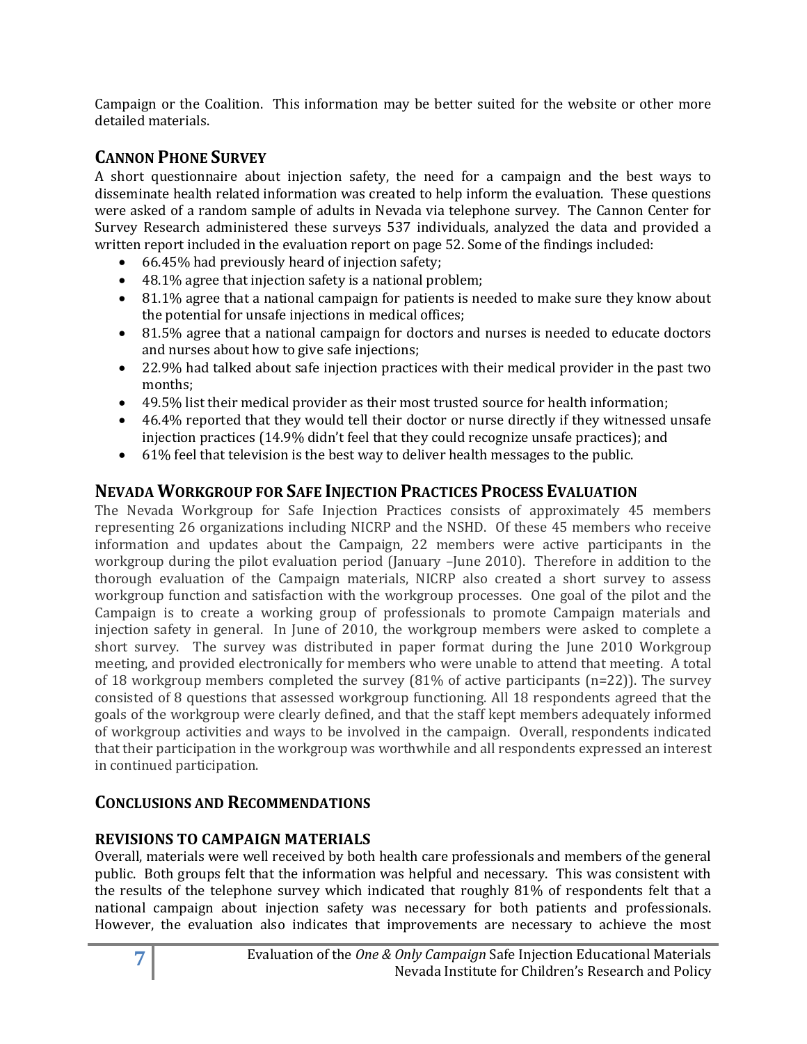Campaign or the Coalition. This information may be better suited for the website or other more detailed materials.

## CANNON PHONE SURVEY

A short questionnaire about injection safety, the need for a campaign and the best ways to disseminate health related information was created to help inform the evaluation. These questions were asked of a random sample of adults in Nevada via telephone survey. The Cannon Center for Survey Research administered these surveys 537 individuals, analyzed the data and provided a written report included in the evaluation report on page 52. Some of the findings included:

- 66.45% had previously heard of injection safety;
- 48.1% agree that injection safety is a national problem;
- 81.1% agree that a national campaign for patients is needed to make sure they know about the potential for unsafe injections in medical offices;
- 81.5% agree that a national campaign for doctors and nurses is needed to educate doctors and nurses about how to give safe injections;
- 22.9% had talked about safe injection practices with their medical provider in the past two months;
- 49.5% list their medical provider as their most trusted source for health information;
- 46.4% reported that they would tell their doctor or nurse directly if they witnessed unsafe injection practices (14.9% didn't feel that they could recognize unsafe practices); and
- 61% feel that television is the best way to deliver health messages to the public.

## NEVADA WORKGROUP FOR SAFE INJECTION PRACTICES PROCESS EVALUATION

The Nevada Workgroup for Safe Injection Practices consists of approximately 45 members representing 26 organizations including NICRP and the NSHD. Of these 45 members who receive information and updates about the Campaign, 22 members were active participants in the workgroup during the pilot evaluation period (January –June 2010). Therefore in addition to the thorough evaluation of the Campaign materials, NICRP also created a short survey to assess workgroup function and satisfaction with the workgroup processes. One goal of the pilot and the Campaign is to create a working group of professionals to promote Campaign materials and injection safety in general. In June of 2010, the workgroup members were asked to complete a short survey. The survey was distributed in paper format during the June 2010 Workgroup meeting, and provided electronically for members who were unable to attend that meeting. A total of 18 workgroup members completed the survey (81% of active participants (n=22)). The survey consisted of 8 questions that assessed workgroup functioning. All 18 respondents agreed that the goals of the workgroup were clearly defined, and that the staff kept members adequately informed of workgroup activities and ways to be involved in the campaign. Overall, respondents indicated that their participation in the workgroup was worthwhile and all respondents expressed an interest in continued participation.

## CONCLUSIONS AND RECOMMENDATIONS

### REVISIONS TO CAMPAIGN MATERIALS

Overall, materials were well received by both health care professionals and members of the general public. Both groups felt that the information was helpful and necessary. This was consistent with the results of the telephone survey which indicated that roughly 81% of respondents felt that a national campaign about injection safety was necessary for both patients and professionals. However, the evaluation also indicates that improvements are necessary to achieve the most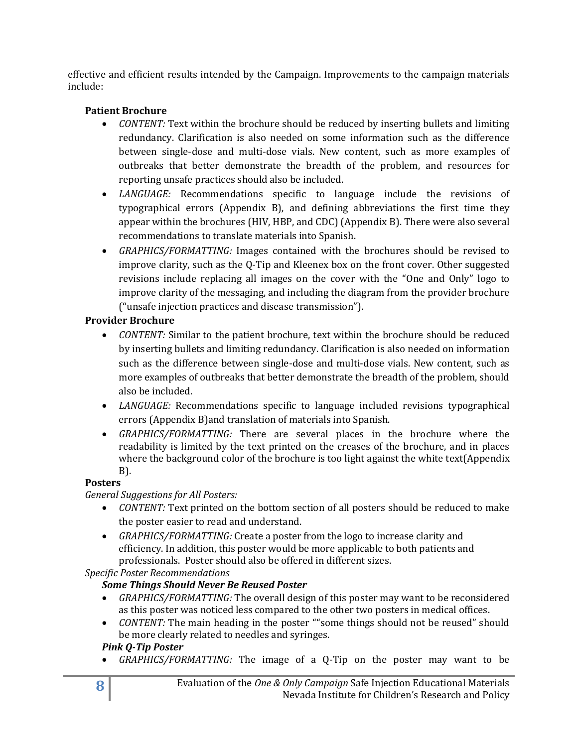effective and efficient results intended by the Campaign. Improvements to the campaign materials include:

**Patient Brochure**

- *CONTENT:* Text within the brochure should be reduced by inserting bullets and limiting redundancy. Clarification is also needed on some information such as the difference between single-dose and multi-dose vials. New content, such as more examples of outbreaks that better demonstrate the breadth of the problem, and resources for reporting unsafe practices should also be included.
- *LANGUAGE:* Recommendations specific to language include the revisions of typographical errors (Appendix B), and defining abbreviations the first time they appear within the brochures (HIV, HBP, and CDC) (Appendix B). There were also several recommendations to translate materials into Spanish.
- *GRAPHICS/FORMATTING:* Images contained with the brochures should be revised to improve clarity, such as the Q-Tip and Kleenex box on the front cover. Other suggested revisions include replacing all images on the cover with the "One and Only" logo to improve clarity of the messaging, and including the diagram from the provider brochure ("unsafe injection practices and disease transmission").

**Provider Brochure**

- *CONTENT:* Similar to the patient brochure, text within the brochure should be reduced by inserting bullets and limiting redundancy. Clarification is also needed on information such as the difference between single-dose and multi-dose vials. New content, such as more examples of outbreaks that better demonstrate the breadth of the problem, should also be included.
- *LANGUAGE:* Recommendations specific to language included revisions typographical errors (Appendix B)and translation of materials into Spanish.
- *GRAPHICS/FORMATTING:* There are several places in the brochure where the readability is limited by the text printed on the creases of the brochure, and in places where the background color of the brochure is too light against the white text(Appendix B).

**Posters**

*General Suggestions for All Posters:*

- *CONTENT:* Text printed on the bottom section of all posters should be reduced to make the poster easier to read and understand.
- *GRAPHICS/FORMATTING:* Create a poster from the logo to increase clarity and efficiency. In addition, this poster would be more applicable to both patients and professionals. Poster should also be offered in different sizes.

*Specific Poster Recommendations*

***Some Things Should Never Be Reused Poster***

- *GRAPHICS/FORMATTING:* The overall design of this poster may want to be reconsidered as this poster was noticed less compared to the other two posters in medical offices.
- *CONTENT:* The main heading in the poster ""some things should not be reused" should be more clearly related to needles and syringes.

***Pink Q-Tip Poster***

- *GRAPHICS/FORMATTING:* The image of a Q-Tip on the poster may want to be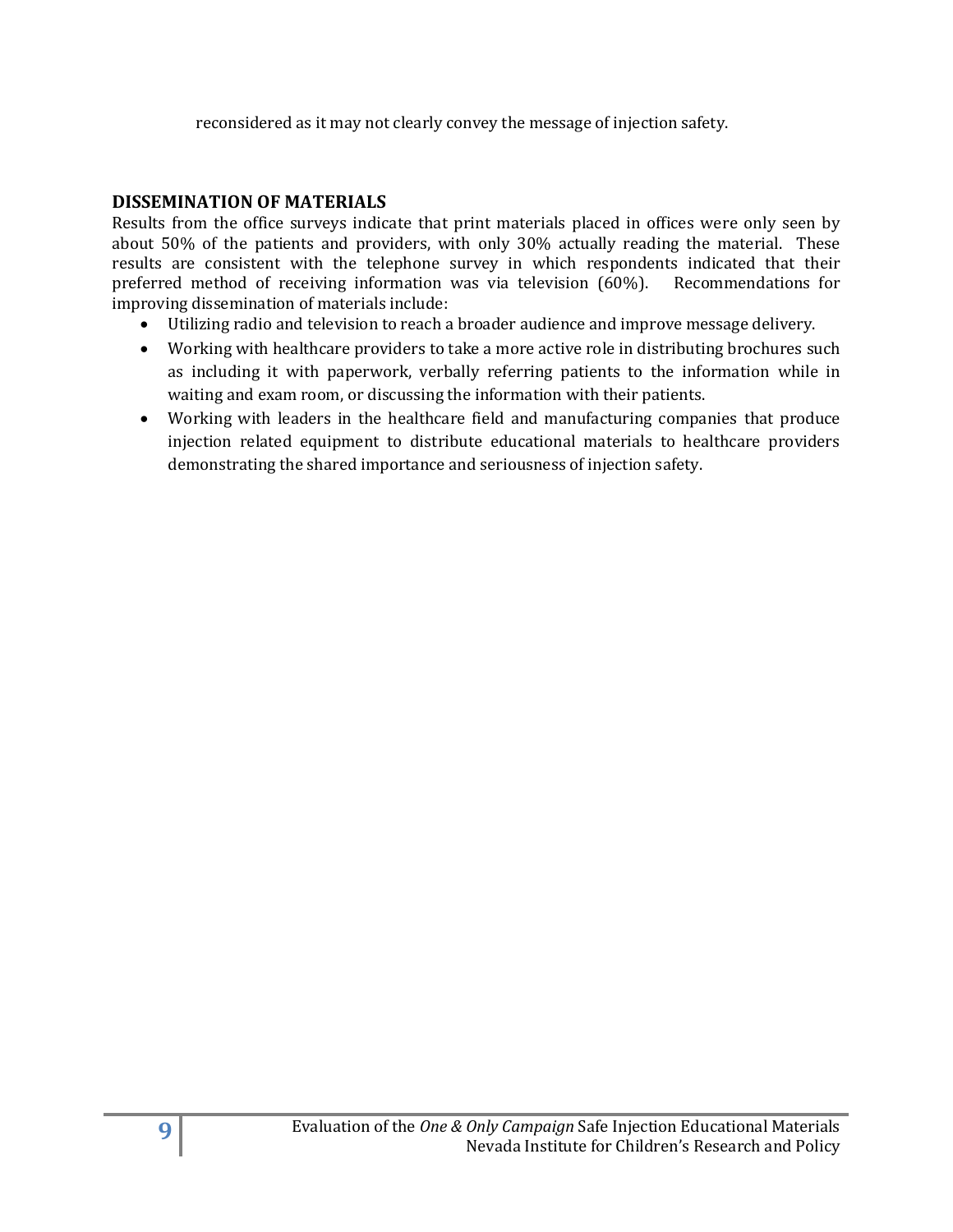reconsidered as it may not clearly convey the message of injection safety.

## DISSEMINATION OF MATERIALS

Results from the office surveys indicate that print materials placed in offices were only seen by about 50% of the patients and providers, with only 30% actually reading the material. These results are consistent with the telephone survey in which respondents indicated that their preferred method of receiving information was via television (60%). Recommendations for improving dissemination of materials include:

- Utilizing radio and television to reach a broader audience and improve message delivery.
- Working with healthcare providers to take a more active role in distributing brochures such as including it with paperwork, verbally referring patients to the information while in waiting and exam room, or discussing the information with their patients.
- Working with leaders in the healthcare field and manufacturing companies that produce injection related equipment to distribute educational materials to healthcare providers demonstrating the shared importance and seriousness of injection safety.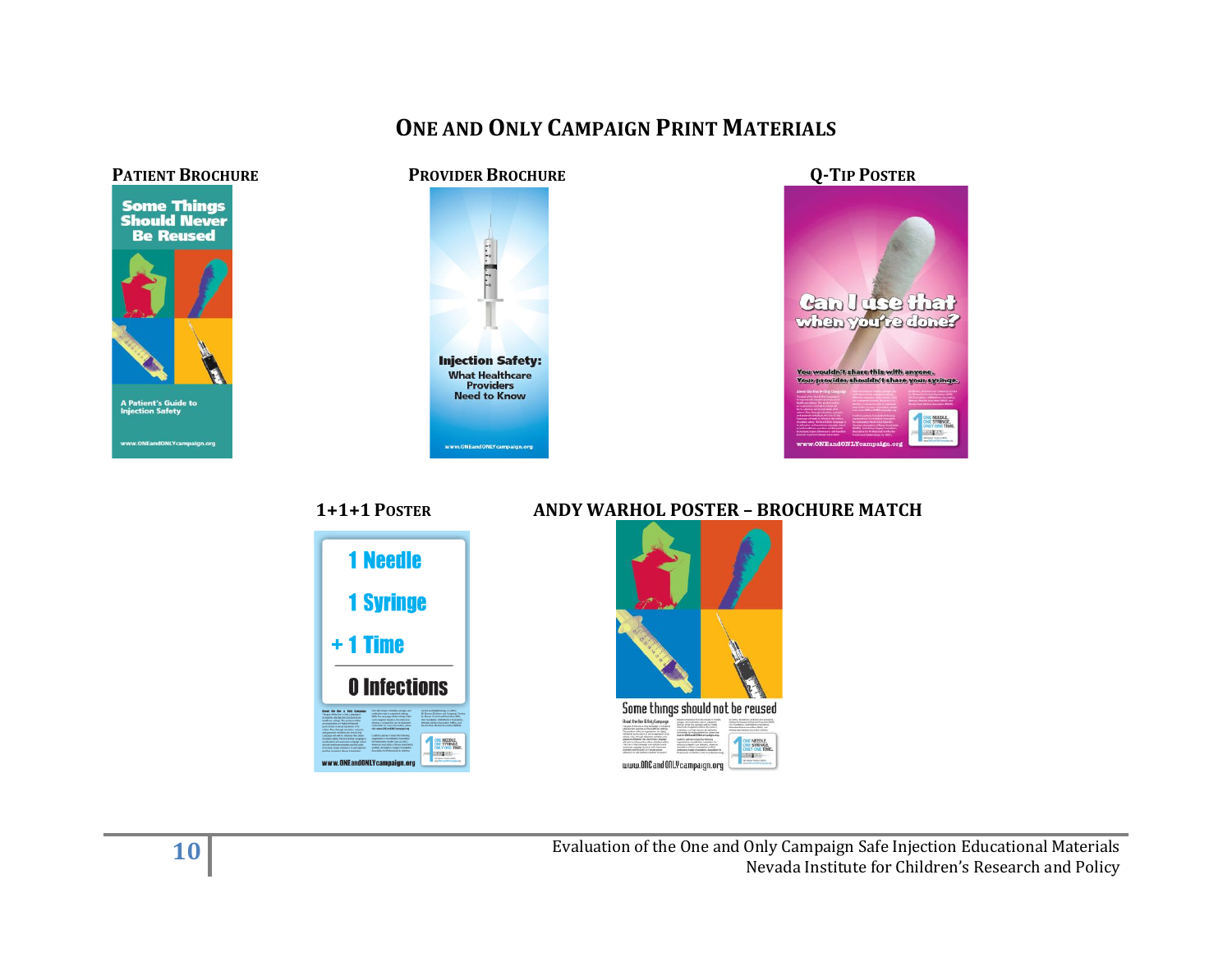# ONE AND ONLY CAMPAIGN PRINT MATERIALS

**PATIENT BROCHURE**

Some Things Should Never Be Reused

A Patient's Guide to Injection Safety

www.ONEandONLYcampaign.org

**PROVIDER BROCHURE**

Injection Safety: What Healthcare Providers Need to Know

www.ONEandONLYcampaign.org

**Q-TIP POSTER**

Can I use that when you're done?

You wouldn't share this with anyone. Your provider shouldn't share your syringe.

www.ONEandONLYcampaign.org

**1+1+1 POSTER**

1 Needle

1 Syringe

+ 1 Time

0 Infections

www.ONEandONLYcampaign.org

**ANDY WARHOL POSTER – BROCHURE MATCH**

Some things should not be reused

www.ONEandONLYcampaign.org